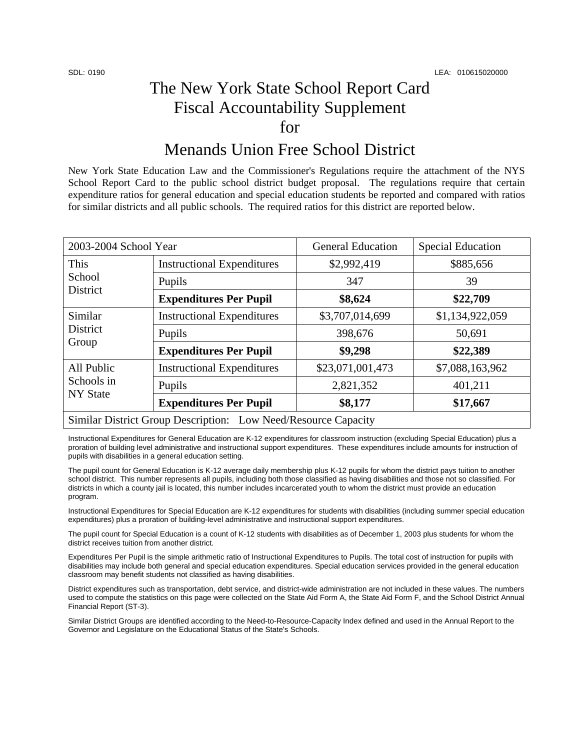SDL: 0190 LEA: 010615020000

# The New York State School Report Card
# Fiscal Accountability Supplement
# for
# Menands Union Free School District

New York State Education Law and the Commissioner's Regulations require the attachment of the NYS School Report Card to the public school district budget proposal. The regulations require that certain expenditure ratios for general education and special education students be reported and compared with ratios for similar districts and all public schools. The required ratios for this district are reported below.

| 2003-2004 School Year | | General Education | Special Education |
|---|---|---|---|
| This School District | Instructional Expenditures | $2,992,419 | $885,656 |
| | Pupils | 347 | 39 |
| | **Expenditures Per Pupil** | **$8,624** | **$22,709** |
| Similar District Group | Instructional Expenditures | $3,707,014,699 | $1,134,922,059 |
| | Pupils | 398,676 | 50,691 |
| | **Expenditures Per Pupil** | **$9,298** | **$22,389** |
| All Public Schools in NY State | Instructional Expenditures | $23,071,001,473 | $7,088,163,962 |
| | Pupils | 2,821,352 | 401,211 |
| | **Expenditures Per Pupil** | **$8,177** | **$17,667** |
| Similar District Group Description: Low Need/Resource Capacity | | | |

Instructional Expenditures for General Education are K-12 expenditures for classroom instruction (excluding Special Education) plus a proration of building level administrative and instructional support expenditures. These expenditures include amounts for instruction of pupils with disabilities in a general education setting.

The pupil count for General Education is K-12 average daily membership plus K-12 pupils for whom the district pays tuition to another school district. This number represents all pupils, including both those classified as having disabilities and those not so classified. For districts in which a county jail is located, this number includes incarcerated youth to whom the district must provide an education program.

Instructional Expenditures for Special Education are K-12 expenditures for students with disabilities (including summer special education expenditures) plus a proration of building-level administrative and instructional support expenditures.

The pupil count for Special Education is a count of K-12 students with disabilities as of December 1, 2003 plus students for whom the district receives tuition from another district.

Expenditures Per Pupil is the simple arithmetic ratio of Instructional Expenditures to Pupils. The total cost of instruction for pupils with disabilities may include both general and special education expenditures. Special education services provided in the general education classroom may benefit students not classified as having disabilities.

District expenditures such as transportation, debt service, and district-wide administration are not included in these values. The numbers used to compute the statistics on this page were collected on the State Aid Form A, the State Aid Form F, and the School District Annual Financial Report (ST-3).

Similar District Groups are identified according to the Need-to-Resource-Capacity Index defined and used in the Annual Report to the Governor and Legislature on the Educational Status of the State's Schools.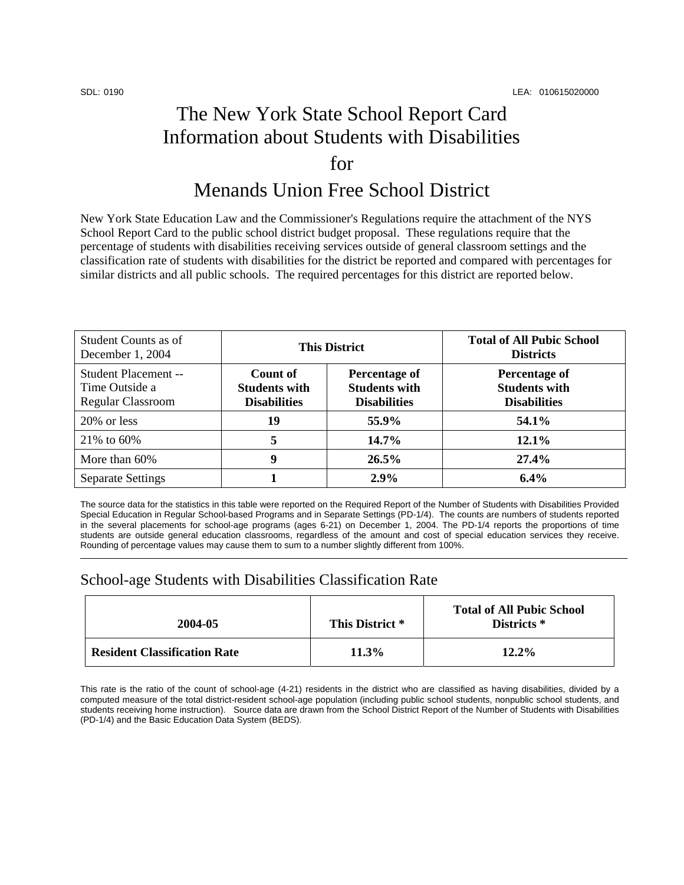SDL: 0190 LEA: 010615020000

# The New York State School Report Card Information about Students with Disabilities for Menands Union Free School District

New York State Education Law and the Commissioner's Regulations require the attachment of the NYS School Report Card to the public school district budget proposal. These regulations require that the percentage of students with disabilities receiving services outside of general classroom settings and the classification rate of students with disabilities for the district be reported and compared with percentages for similar districts and all public schools. The required percentages for this district are reported below.

| Student Counts as of December 1, 2004 | **This District** | | **Total of All Pubic School Districts** |
|---|---|---|---|
| Student Placement -- Time Outside a Regular Classroom | **Count of Students with Disabilities** | **Percentage of Students with Disabilities** | **Percentage of Students with Disabilities** |
| 20% or less | **19** | **55.9%** | **54.1%** |
| 21% to 60% | **5** | **14.7%** | **12.1%** |
| More than 60% | **9** | **26.5%** | **27.4%** |
| Separate Settings | **1** | **2.9%** | **6.4%** |

The source data for the statistics in this table were reported on the Required Report of the Number of Students with Disabilities Provided Special Education in Regular School-based Programs and in Separate Settings (PD-1/4). The counts are numbers of students reported in the several placements for school-age programs (ages 6-21) on December 1, 2004. The PD-1/4 reports the proportions of time students are outside general education classrooms, regardless of the amount and cost of special education services they receive. Rounding of percentage values may cause them to sum to a number slightly different from 100%.

## School-age Students with Disabilities Classification Rate

| **2004-05** | **This District *** | **Total of All Pubic School Districts *** |
|---|---|---|
| **Resident Classification Rate** | **11.3%** | **12.2%** |

This rate is the ratio of the count of school-age (4-21) residents in the district who are classified as having disabilities, divided by a computed measure of the total district-resident school-age population (including public school students, nonpublic school students, and students receiving home instruction). Source data are drawn from the School District Report of the Number of Students with Disabilities (PD-1/4) and the Basic Education Data System (BEDS).